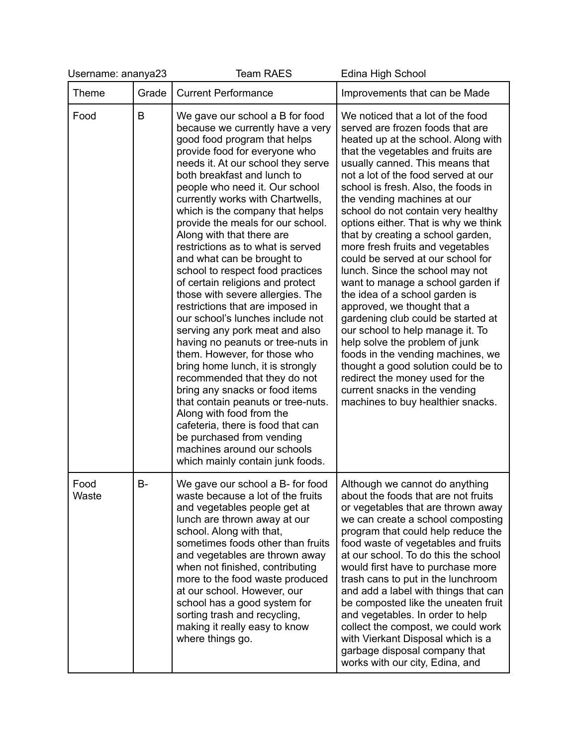Username: ananya23 Team RAES Edina High School

| Theme | Grade | Current Performance | Improvements that can be Made |
|---|---|---|---|
| Food | B | We gave our school a B for food because we currently have a very good food program that helps provide food for everyone who needs it. At our school they serve both breakfast and lunch to people who need it. Our school currently works with Chartwells, which is the company that helps provide the meals for our school. Along with that there are restrictions as to what is served and what can be brought to school to respect food practices of certain religions and protect those with severe allergies. The restrictions that are imposed in our school's lunches include not serving any pork meat and also having no peanuts or tree-nuts in them. However, for those who bring home lunch, it is strongly recommended that they do not bring any snacks or food items that contain peanuts or tree-nuts. Along with food from the cafeteria, there is food that can be purchased from vending machines around our schools which mainly contain junk foods. | We noticed that a lot of the food served are frozen foods that are heated up at the school. Along with that the vegetables and fruits are usually canned. This means that not a lot of the food served at our school is fresh. Also, the foods in the vending machines at our school do not contain very healthy options either. That is why we think that by creating a school garden, more fresh fruits and vegetables could be served at our school for lunch. Since the school may not want to manage a school garden if the idea of a school garden is approved, we thought that a gardening club could be started at our school to help manage it. To help solve the problem of junk foods in the vending machines, we thought a good solution could be to redirect the money used for the current snacks in the vending machines to buy healthier snacks. |
| Food Waste | B- | We gave our school a B- for food waste because a lot of the fruits and vegetables people get at lunch are thrown away at our school. Along with that, sometimes foods other than fruits and vegetables are thrown away when not finished, contributing more to the food waste produced at our school. However, our school has a good system for sorting trash and recycling, making it really easy to know where things go. | Although we cannot do anything about the foods that are not fruits or vegetables that are thrown away we can create a school composting program that could help reduce the food waste of vegetables and fruits at our school. To do this the school would first have to purchase more trash cans to put in the lunchroom and add a label with things that can be composted like the uneaten fruit and vegetables. In order to help collect the compost, we could work with Vierkant Disposal which is a garbage disposal company that works with our city, Edina, and |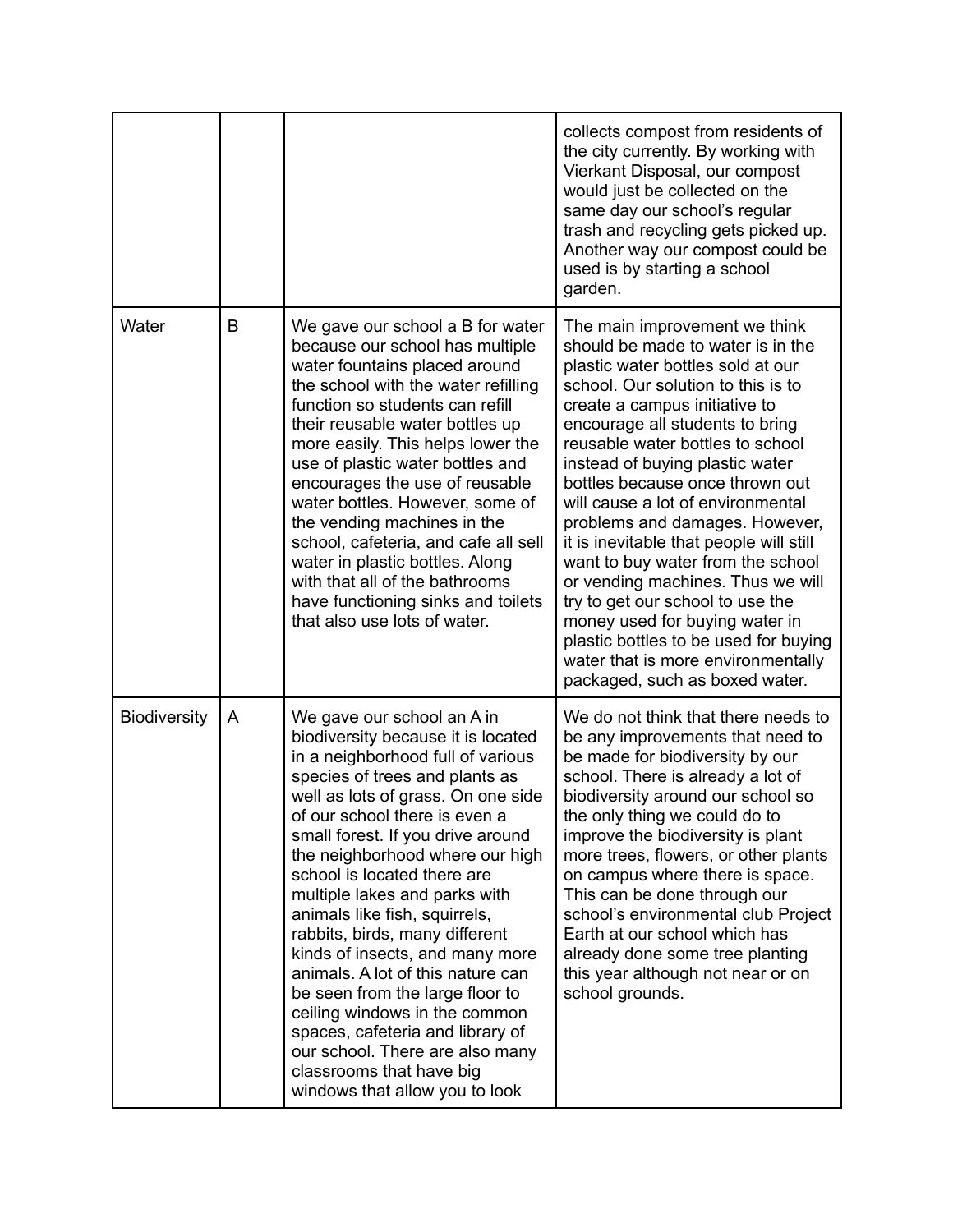| | | | |
|---|---|---|---|
| | | | collects compost from residents of the city currently. By working with Vierkant Disposal, our compost would just be collected on the same day our school's regular trash and recycling gets picked up. Another way our compost could be used is by starting a school garden. |
| Water | B | We gave our school a B for water because our school has multiple water fountains placed around the school with the water refilling function so students can refill their reusable water bottles up more easily. This helps lower the use of plastic water bottles and encourages the use of reusable water bottles. However, some of the vending machines in the school, cafeteria, and cafe all sell water in plastic bottles. Along with that all of the bathrooms have functioning sinks and toilets that also use lots of water. | The main improvement we think should be made to water is in the plastic water bottles sold at our school. Our solution to this is to create a campus initiative to encourage all students to bring reusable water bottles to school instead of buying plastic water bottles because once thrown out will cause a lot of environmental problems and damages. However, it is inevitable that people will still want to buy water from the school or vending machines. Thus we will try to get our school to use the money used for buying water in plastic bottles to be used for buying water that is more environmentally packaged, such as boxed water. |
| Biodiversity | A | We gave our school an A in biodiversity because it is located in a neighborhood full of various species of trees and plants as well as lots of grass. On one side of our school there is even a small forest. If you drive around the neighborhood where our high school is located there are multiple lakes and parks with animals like fish, squirrels, rabbits, birds, many different kinds of insects, and many more animals. A lot of this nature can be seen from the large floor to ceiling windows in the common spaces, cafeteria and library of our school. There are also many classrooms that have big windows that allow you to look | We do not think that there needs to be any improvements that need to be made for biodiversity by our school. There is already a lot of biodiversity around our school so the only thing we could do to improve the biodiversity is plant more trees, flowers, or other plants on campus where there is space. This can be done through our school's environmental club Project Earth at our school which has already done some tree planting this year although not near or on school grounds. |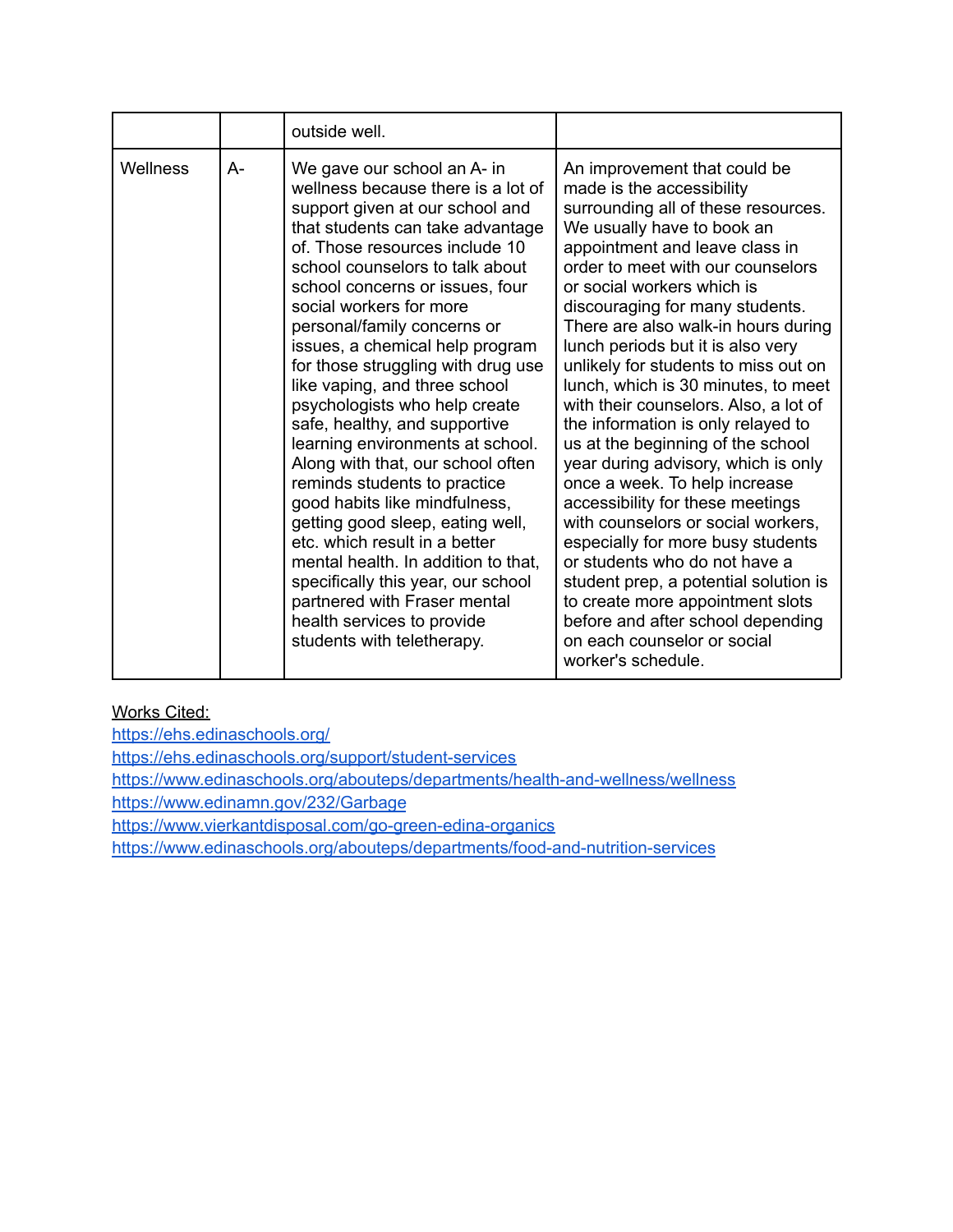| | | outside well. | |
|---|---|---|---|
| Wellness | A- | We gave our school an A- in wellness because there is a lot of support given at our school and that students can take advantage of. Those resources include 10 school counselors to talk about school concerns or issues, four social workers for more personal/family concerns or issues, a chemical help program for those struggling with drug use like vaping, and three school psychologists who help create safe, healthy, and supportive learning environments at school. Along with that, our school often reminds students to practice good habits like mindfulness, getting good sleep, eating well, etc. which result in a better mental health. In addition to that, specifically this year, our school partnered with Fraser mental health services to provide students with teletherapy. | An improvement that could be made is the accessibility surrounding all of these resources. We usually have to book an appointment and leave class in order to meet with our counselors or social workers which is discouraging for many students. There are also walk-in hours during lunch periods but it is also very unlikely for students to miss out on lunch, which is 30 minutes, to meet with their counselors. Also, a lot of the information is only relayed to us at the beginning of the school year during advisory, which is only once a week. To help increase accessibility for these meetings with counselors or social workers, especially for more busy students or students who do not have a student prep, a potential solution is to create more appointment slots before and after school depending on each counselor or social worker's schedule. |

<u>Works Cited:</u>

https://ehs.edinaschools.org/
https://ehs.edinaschools.org/support/student-services
https://www.edinaschools.org/abouteps/departments/health-and-wellness/wellness
https://www.edinamn.gov/232/Garbage
https://www.vierkantdisposal.com/go-green-edina-organics
https://www.edinaschools.org/abouteps/departments/food-and-nutrition-services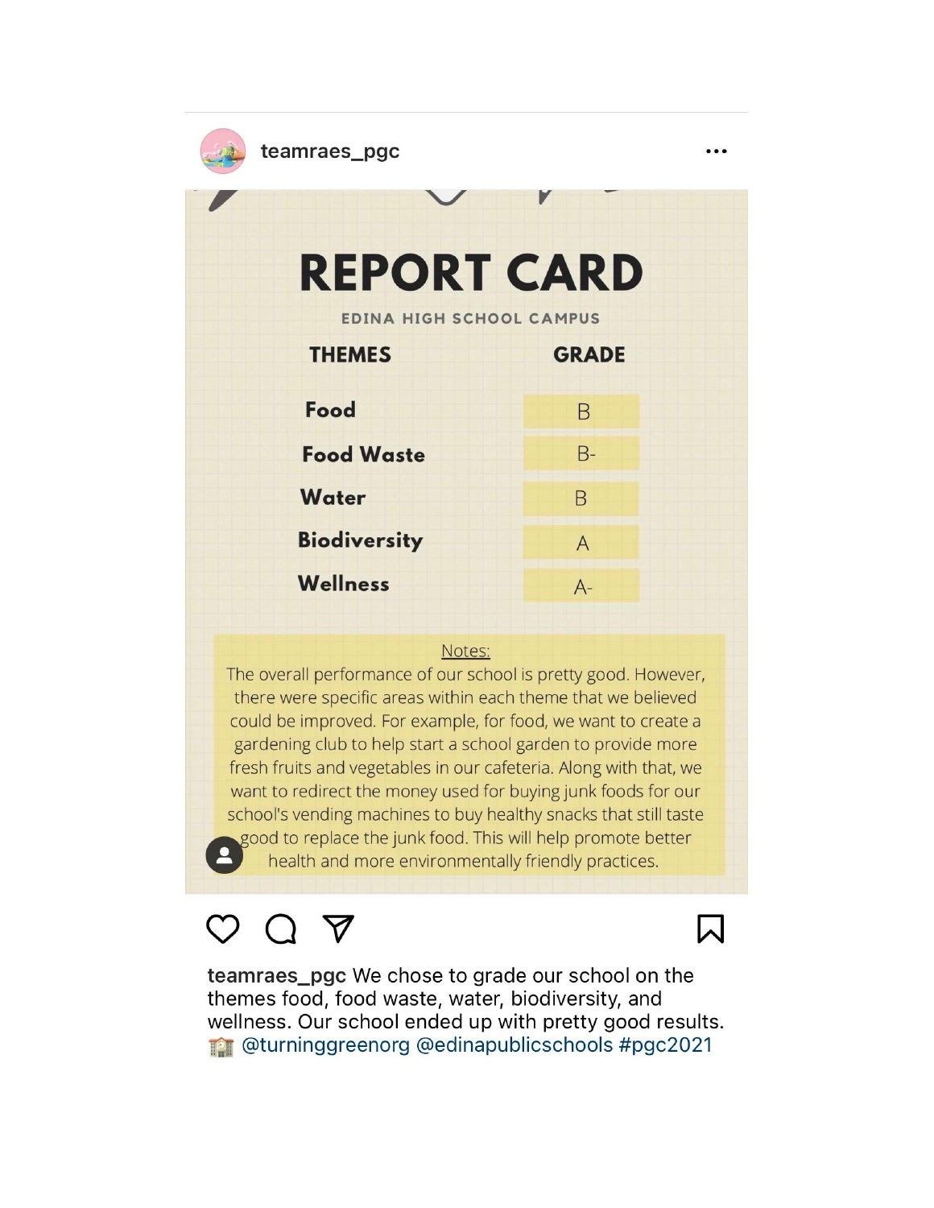teamraes_pgc

# REPORT CARD

EDINA HIGH SCHOOL CAMPUS

| THEMES | GRADE |
|---|---|
| Food | B |
| Food Waste | B- |
| Water | B |
| Biodiversity | A |
| Wellness | A- |

Notes:

The overall performance of our school is pretty good. However, there were specific areas within each theme that we believed could be improved. For example, for food, we want to create a gardening club to help start a school garden to provide more fresh fruits and vegetables in our cafeteria. Along with that, we want to redirect the money used for buying junk foods for our school's vending machines to buy healthy snacks that still taste good to replace the junk food. This will help promote better health and more environmentally friendly practices.

**teamraes_pgc** We chose to grade our school on the themes food, food waste, water, biodiversity, and wellness. Our school ended up with pretty good results. 🏫 @turninggreenorg @edinapublicschools #pgc2021